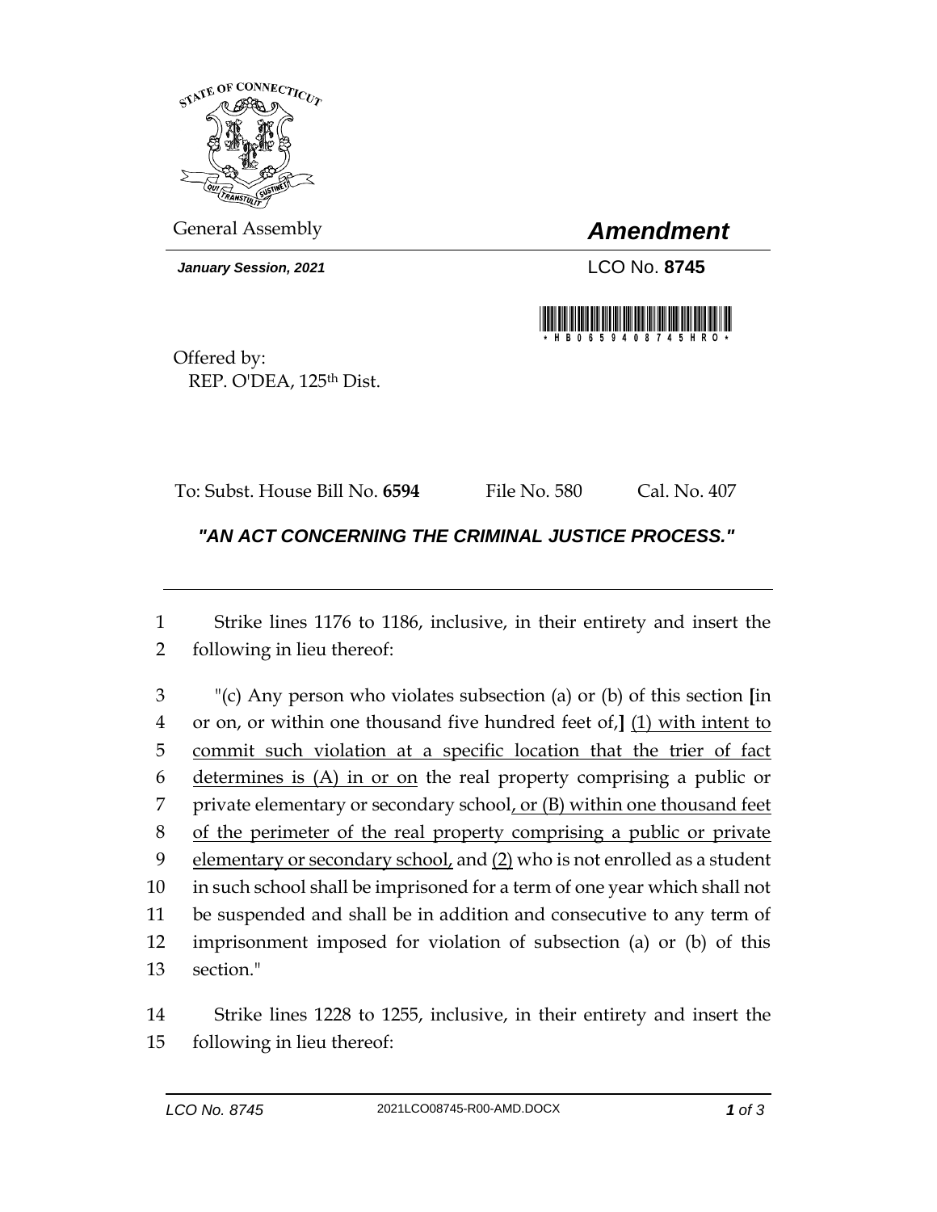General Assembly

# *Amendment*

***January Session, 2021***

LCO No. **8745**

Offered by:
REP. O'DEA, 125th Dist.

To: Subst. House Bill No. **6594** File No. 580 Cal. No. 407

## *"AN ACT CONCERNING THE CRIMINAL JUSTICE PROCESS."*

---

1 Strike lines 1176 to 1186, inclusive, in their entirety and insert the
2 following in lieu thereof:

3 "(c) Any person who violates subsection (a) or (b) of this section **[**in
4 or on, or within one thousand five hundred feet of,**]** <u>(1) with intent to</u>
5 <u>commit such violation at a specific location that the trier of fact</u>
6 <u>determines is (A) in or on</u> the real property comprising a public or
7 private elementary or secondary school<u>, or (B) within one thousand feet</u>
8 <u>of the perimeter of the real property comprising a public or private</u>
9 <u>elementary or secondary school,</u> and <u>(2)</u> who is not enrolled as a student
10 in such school shall be imprisoned for a term of one year which shall not
11 be suspended and shall be in addition and consecutive to any term of
12 imprisonment imposed for violation of subsection (a) or (b) of this
13 section."

14 Strike lines 1228 to 1255, inclusive, in their entirety and insert the
15 following in lieu thereof: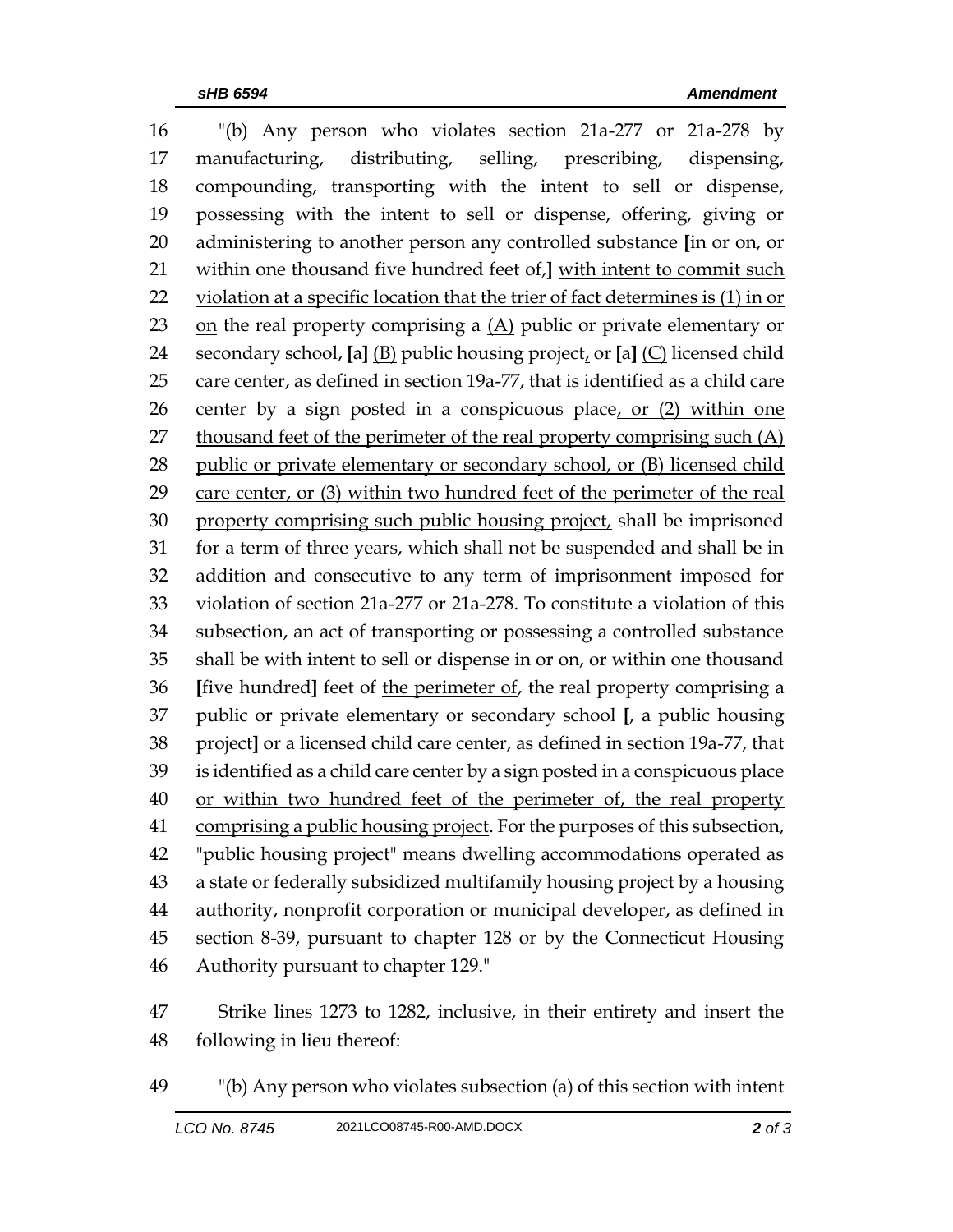16 "(b) Any person who violates section 21a-277 or 21a-278 by
17 manufacturing, distributing, selling, prescribing, dispensing,
18 compounding, transporting with the intent to sell or dispense,
19 possessing with the intent to sell or dispense, offering, giving or
20 administering to another person any controlled substance [in or on, or
21 within one thousand five hundred feet of,] <u>with intent to commit such</u>
22 <u>violation at a specific location that the trier of fact determines is (1) in or</u>
23 <u>on</u> the real property comprising a <u>(A)</u> public or private elementary or
24 secondary school, [a] <u>(B)</u> public housing project<u>,</u> or [a] <u>(C)</u> licensed child
25 care center, as defined in section 19a-77, that is identified as a child care
26 center by a sign posted in a conspicuous place<u>, or (2) within one</u>
27 <u>thousand feet of the perimeter of the real property comprising such (A)</u>
28 <u>public or private elementary or secondary school, or (B) licensed child</u>
29 <u>care center, or (3) within two hundred feet of the perimeter of the real</u>
30 <u>property comprising such public housing project,</u> shall be imprisoned
31 for a term of three years, which shall not be suspended and shall be in
32 addition and consecutive to any term of imprisonment imposed for
33 violation of section 21a-277 or 21a-278. To constitute a violation of this
34 subsection, an act of transporting or possessing a controlled substance
35 shall be with intent to sell or dispense in or on, or within one thousand
36 [five hundred] feet of <u>the perimeter of</u>, the real property comprising a
37 public or private elementary or secondary school [, a public housing
38 project] or a licensed child care center, as defined in section 19a-77, that
39 is identified as a child care center by a sign posted in a conspicuous place
40 <u>or within two hundred feet of the perimeter of, the real property</u>
41 <u>comprising a public housing project</u>. For the purposes of this subsection,
42 "public housing project" means dwelling accommodations operated as
43 a state or federally subsidized multifamily housing project by a housing
44 authority, nonprofit corporation or municipal developer, as defined in
45 section 8-39, pursuant to chapter 128 or by the Connecticut Housing
46 Authority pursuant to chapter 129."

47 Strike lines 1273 to 1282, inclusive, in their entirety and insert the
48 following in lieu thereof:

49 "(b) Any person who violates subsection (a) of this section <u>with intent</u>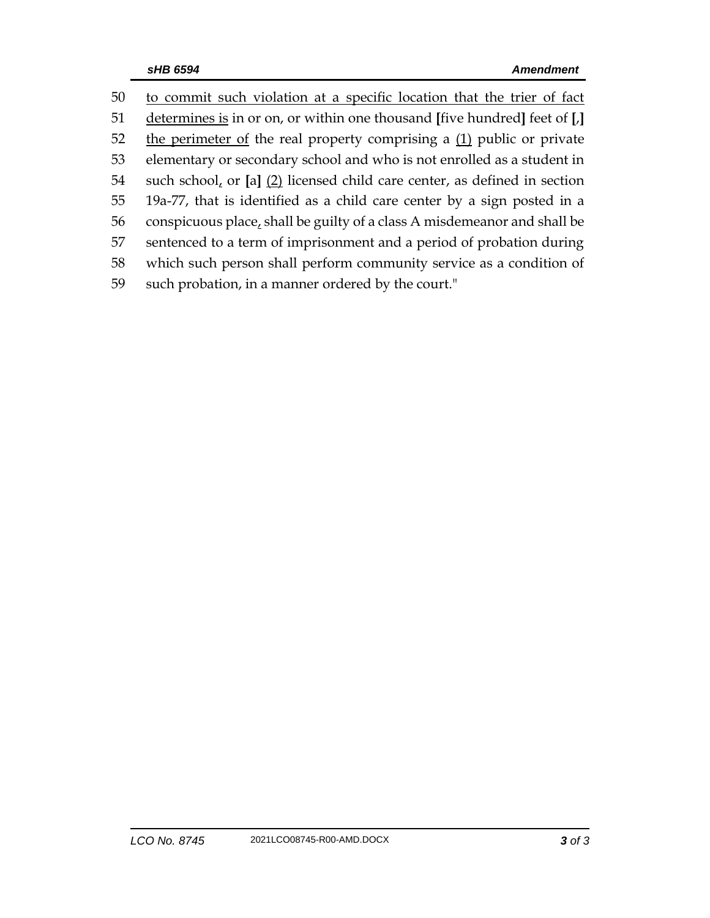50 to commit such violation at a specific location that the trier of fact
51 determines is in or on, or within one thousand [five hundred] feet of [,]
52 the perimeter of the real property comprising a (1) public or private
53 elementary or secondary school and who is not enrolled as a student in
54 such school, or [a] (2) licensed child care center, as defined in section
55 19a-77, that is identified as a child care center by a sign posted in a
56 conspicuous place, shall be guilty of a class A misdemeanor and shall be
57 sentenced to a term of imprisonment and a period of probation during
58 which such person shall perform community service as a condition of
59 such probation, in a manner ordered by the court."